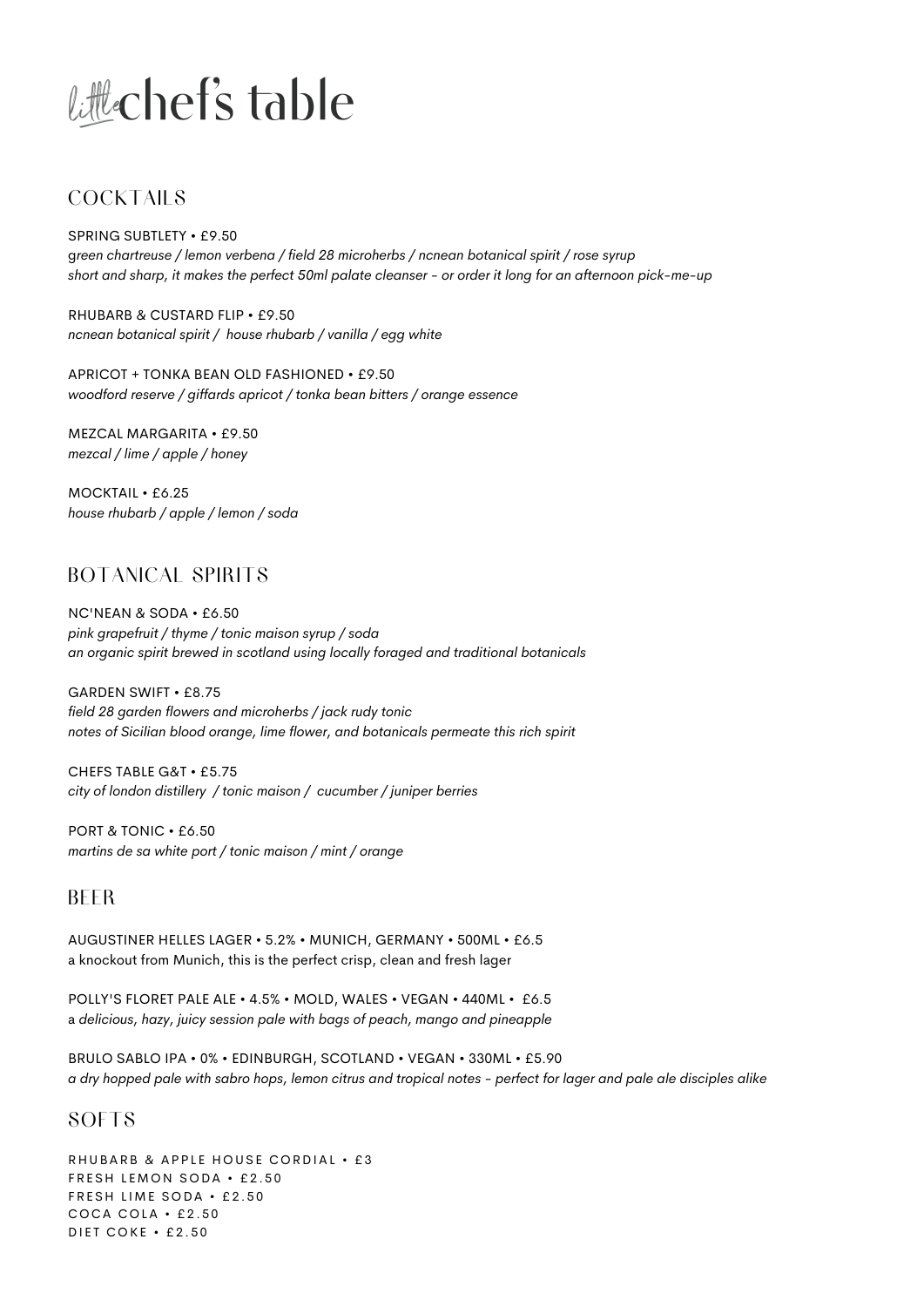# little chef's table

## COCKTAILS

SPRING SUBTLETY • £9.50
*green chartreuse / lemon verbena / field 28 microherbs / ncnean botanical spirit / rose syrup*
*short and sharp, it makes the perfect 50ml palate cleanser - or order it long for an afternoon pick-me-up*

RHUBARB & CUSTARD FLIP • £9.50
*ncnean botanical spirit / house rhubarb / vanilla / egg white*

APRICOT + TONKA BEAN OLD FASHIONED • £9.50
*woodford reserve / giffards apricot / tonka bean bitters / orange essence*

MEZCAL MARGARITA • £9.50
*mezcal / lime / apple / honey*

MOCKTAIL • £6.25
*house rhubarb / apple / lemon / soda*

## BOTANICAL SPIRITS

NC'NEAN & SODA • £6.50
*pink grapefruit / thyme / tonic maison syrup / soda*
*an organic spirit brewed in scotland using locally foraged and traditional botanicals*

GARDEN SWIFT • £8.75
*field 28 garden flowers and microherbs / jack rudy tonic*
*notes of Sicilian blood orange, lime flower, and botanicals permeate this rich spirit*

CHEFS TABLE G&T • £5.75
*city of london distillery / tonic maison / cucumber / juniper berries*

PORT & TONIC • £6.50
*martins de sa white port / tonic maison / mint / orange*

## BEER

AUGUSTINER HELLES LAGER • 5.2% • MUNICH, GERMANY • 500ML • £6.5
a knockout from Munich, this is the perfect crisp, clean and fresh lager

POLLY'S FLORET PALE ALE • 4.5% • MOLD, WALES • VEGAN • 440ML • £6.5
a *delicious, hazy, juicy session pale with bags of peach, mango and pineapple*

BRULO SABLO IPA • 0% • EDINBURGH, SCOTLAND • VEGAN • 330ML • £5.90
*a dry hopped pale with sabro hops, lemon citrus and tropical notes - perfect for lager and pale ale disciples alike*

## SOFTS

RHUBARB & APPLE HOUSE CORDIAL • £3
FRESH LEMON SODA • £2.50
FRESH LIME SODA • £2.50
COCA COLA • £2.50
DIET COKE • £2.50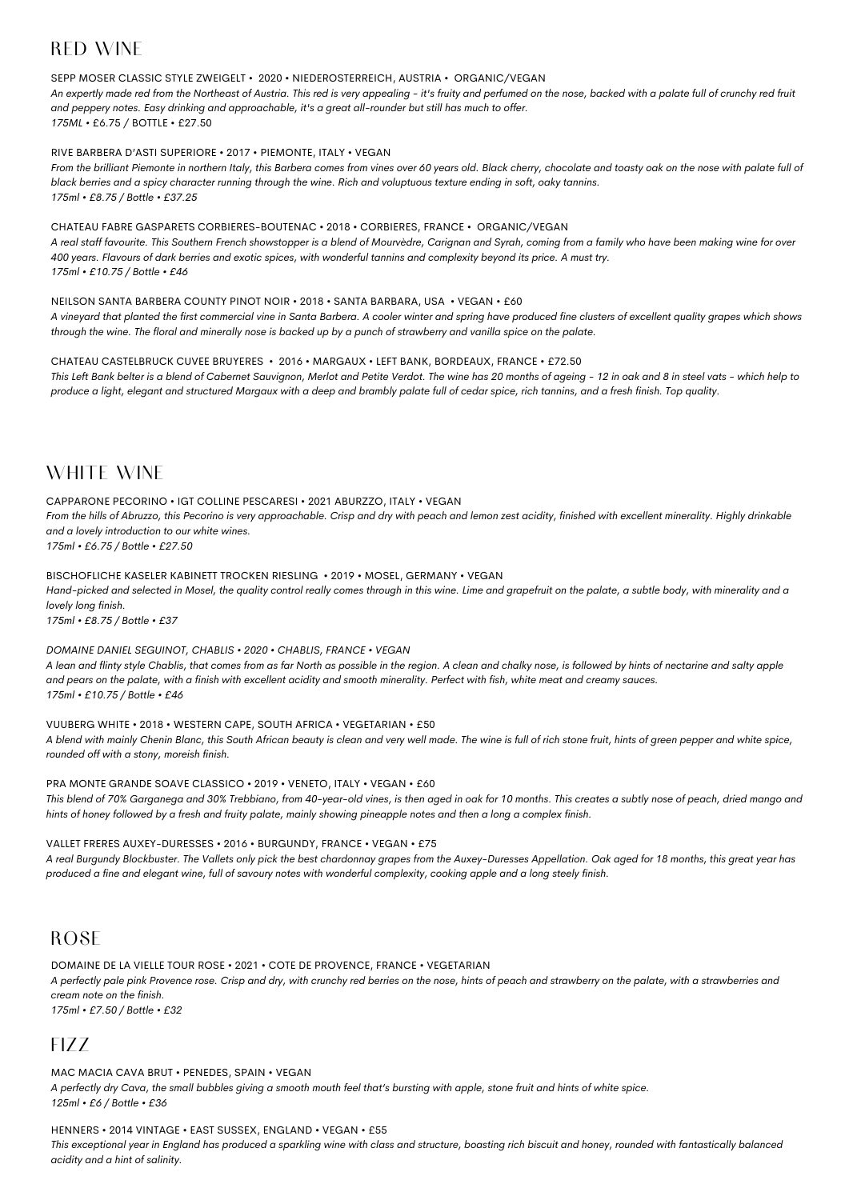## RED WINE

SEPP MOSER CLASSIC STYLE ZWEIGELT • 2020 • NIEDEROSTERREICH, AUSTRIA • ORGANIC/VEGAN

*An expertly made red from the Northeast of Austria. This red is very appealing - it's fruity and perfumed on the nose, backed with a palate full of crunchy red fruit and peppery notes. Easy drinking and approachable, it's a great all-rounder but still has much to offer.*

*175ML* • £6.75 / BOTTLE • £27.50

RIVE BARBERA D'ASTI SUPERIORE • 2017 • PIEMONTE, ITALY • VEGAN

*From the brilliant Piemonte in northern Italy, this Barbera comes from vines over 60 years old. Black cherry, chocolate and toasty oak on the nose with palate full of black berries and a spicy character running through the wine. Rich and voluptuous texture ending in soft, oaky tannins.*

*175ml • £8.75 / Bottle • £37.25*

CHATEAU FABRE GASPARETS CORBIERES-BOUTENAC • 2018 • CORBIERES, FRANCE • ORGANIC/VEGAN

*A real staff favourite. This Southern French showstopper is a blend of Mourvèdre, Carignan and Syrah, coming from a family who have been making wine for over 400 years. Flavours of dark berries and exotic spices, with wonderful tannins and complexity beyond its price. A must try.*

*175ml • £10.75 / Bottle • £46*

NEILSON SANTA BARBERA COUNTY PINOT NOIR • 2018 • SANTA BARBARA, USA • VEGAN • £60

*A vineyard that planted the first commercial vine in Santa Barbera. A cooler winter and spring have produced fine clusters of excellent quality grapes which shows through the wine. The floral and minerally nose is backed up by a punch of strawberry and vanilla spice on the palate.*

CHATEAU CASTELBRUCK CUVEE BRUYERES • 2016 • MARGAUX • LEFT BANK, BORDEAUX, FRANCE • £72.50

*This Left Bank belter is a blend of Cabernet Sauvignon, Merlot and Petite Verdot. The wine has 20 months of ageing - 12 in oak and 8 in steel vats - which help to produce a light, elegant and structured Margaux with a deep and brambly palate full of cedar spice, rich tannins, and a fresh finish. Top quality.*

## WHITE WINE

CAPPARONE PECORINO • IGT COLLINE PESCARESI • 2021 ABURZZO, ITALY • VEGAN

*From the hills of Abruzzo, this Pecorino is very approachable. Crisp and dry with peach and lemon zest acidity, finished with excellent minerality. Highly drinkable and a lovely introduction to our white wines.*

*175ml • £6.75 / Bottle • £27.50*

BISCHOFLICHE KASELER KABINETT TROCKEN RIESLING • 2019 • MOSEL, GERMANY • VEGAN

*Hand-picked and selected in Mosel, the quality control really comes through in this wine. Lime and grapefruit on the palate, a subtle body, with minerality and a lovely long finish.*

*175ml • £8.75 / Bottle • £37*

*DOMAINE DANIEL SEGUINOT, CHABLIS • 2020 • CHABLIS, FRANCE • VEGAN*

*A lean and flinty style Chablis, that comes from as far North as possible in the region. A clean and chalky nose, is followed by hints of nectarine and salty apple and pears on the palate, with a finish with excellent acidity and smooth minerality. Perfect with fish, white meat and creamy sauces.*

*175ml • £10.75 / Bottle • £46*

VUUBERG WHITE • 2018 • WESTERN CAPE, SOUTH AFRICA • VEGETARIAN • £50

*A blend with mainly Chenin Blanc, this South African beauty is clean and very well made. The wine is full of rich stone fruit, hints of green pepper and white spice, rounded off with a stony, moreish finish.*

PRA MONTE GRANDE SOAVE CLASSICO • 2019 • VENETO, ITALY • VEGAN • £60

*This blend of 70% Garganega and 30% Trebbiano, from 40-year-old vines, is then aged in oak for 10 months. This creates a subtly nose of peach, dried mango and hints of honey followed by a fresh and fruity palate, mainly showing pineapple notes and then a long a complex finish.*

VALLET FRERES AUXEY-DURESSES • 2016 • BURGUNDY, FRANCE • VEGAN • £75

*A real Burgundy Blockbuster. The Vallets only pick the best chardonnay grapes from the Auxey-Duresses Appellation. Oak aged for 18 months, this great year has produced a fine and elegant wine, full of savoury notes with wonderful complexity, cooking apple and a long steely finish.*

## ROSE

DOMAINE DE LA VIELLE TOUR ROSE • 2021 • COTE DE PROVENCE, FRANCE • VEGETARIAN

*A perfectly pale pink Provence rose. Crisp and dry, with crunchy red berries on the nose, hints of peach and strawberry on the palate, with a strawberries and cream note on the finish.*

*175ml • £7.50 / Bottle • £32*

## FIZZ

MAC MACIA CAVA BRUT • PENEDES, SPAIN • VEGAN

*A perfectly dry Cava, the small bubbles giving a smooth mouth feel that's bursting with apple, stone fruit and hints of white spice.*

*125ml • £6 / Bottle • £36*

HENNERS • 2014 VINTAGE • EAST SUSSEX, ENGLAND • VEGAN • £55

*This exceptional year in England has produced a sparkling wine with class and structure, boasting rich biscuit and honey, rounded with fantastically balanced acidity and a hint of salinity.*